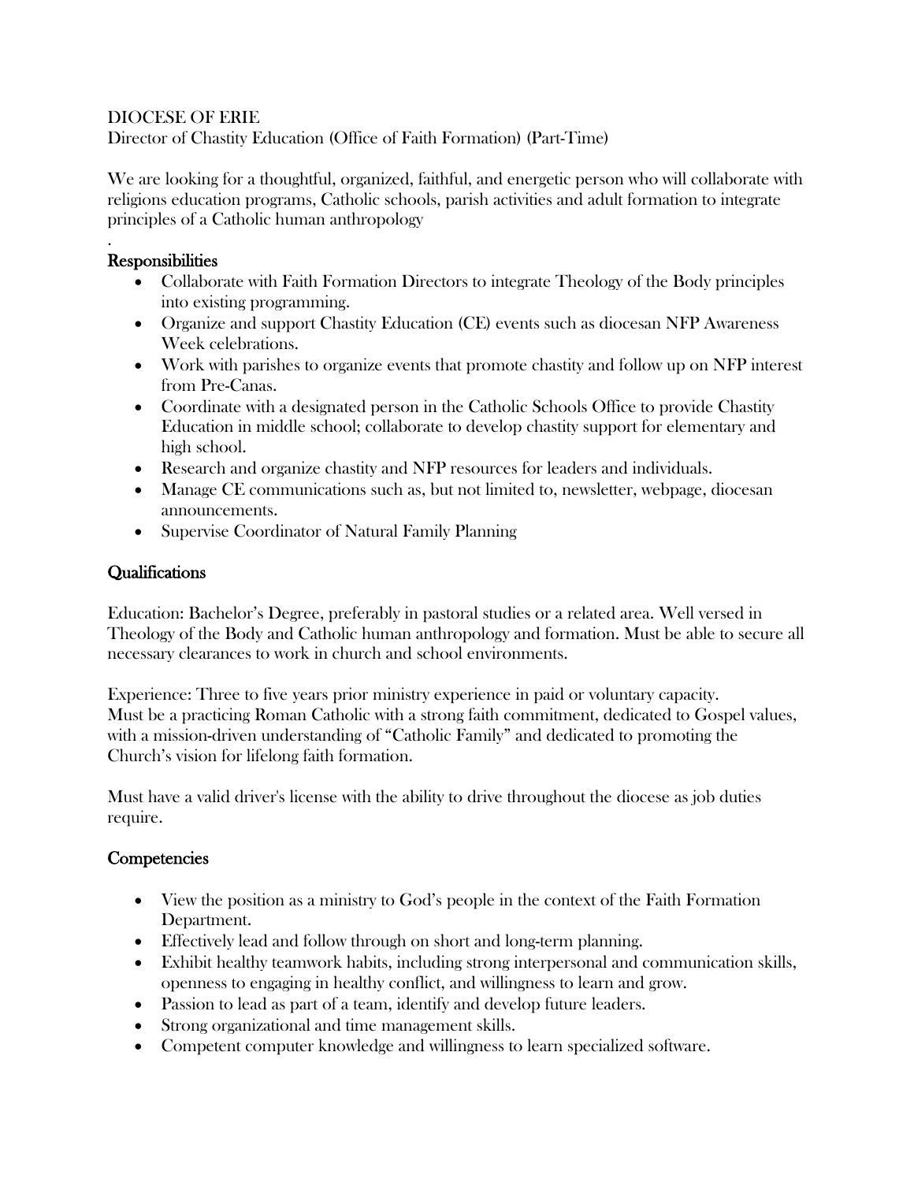DIOCESE OF ERIE

Director of Chastity Education (Office of Faith Formation) (Part-Time)

We are looking for a thoughtful, organized, faithful, and energetic person who will collaborate with religions education programs, Catholic schools, parish activities and adult formation to integrate principles of a Catholic human anthropology

.

## Responsibilities

- Collaborate with Faith Formation Directors to integrate Theology of the Body principles into existing programming.
- Organize and support Chastity Education (CE) events such as diocesan NFP Awareness Week celebrations.
- Work with parishes to organize events that promote chastity and follow up on NFP interest from Pre-Canas.
- Coordinate with a designated person in the Catholic Schools Office to provide Chastity Education in middle school; collaborate to develop chastity support for elementary and high school.
- Research and organize chastity and NFP resources for leaders and individuals.
- Manage CE communications such as, but not limited to, newsletter, webpage, diocesan announcements.
- Supervise Coordinator of Natural Family Planning

## Qualifications

Education: Bachelor's Degree, preferably in pastoral studies or a related area. Well versed in Theology of the Body and Catholic human anthropology and formation. Must be able to secure all necessary clearances to work in church and school environments.

Experience: Three to five years prior ministry experience in paid or voluntary capacity. Must be a practicing Roman Catholic with a strong faith commitment, dedicated to Gospel values, with a mission-driven understanding of "Catholic Family" and dedicated to promoting the Church's vision for lifelong faith formation.

Must have a valid driver's license with the ability to drive throughout the diocese as job duties require.

## Competencies

- View the position as a ministry to God's people in the context of the Faith Formation Department.
- Effectively lead and follow through on short and long-term planning.
- Exhibit healthy teamwork habits, including strong interpersonal and communication skills, openness to engaging in healthy conflict, and willingness to learn and grow.
- Passion to lead as part of a team, identify and develop future leaders.
- Strong organizational and time management skills.
- Competent computer knowledge and willingness to learn specialized software.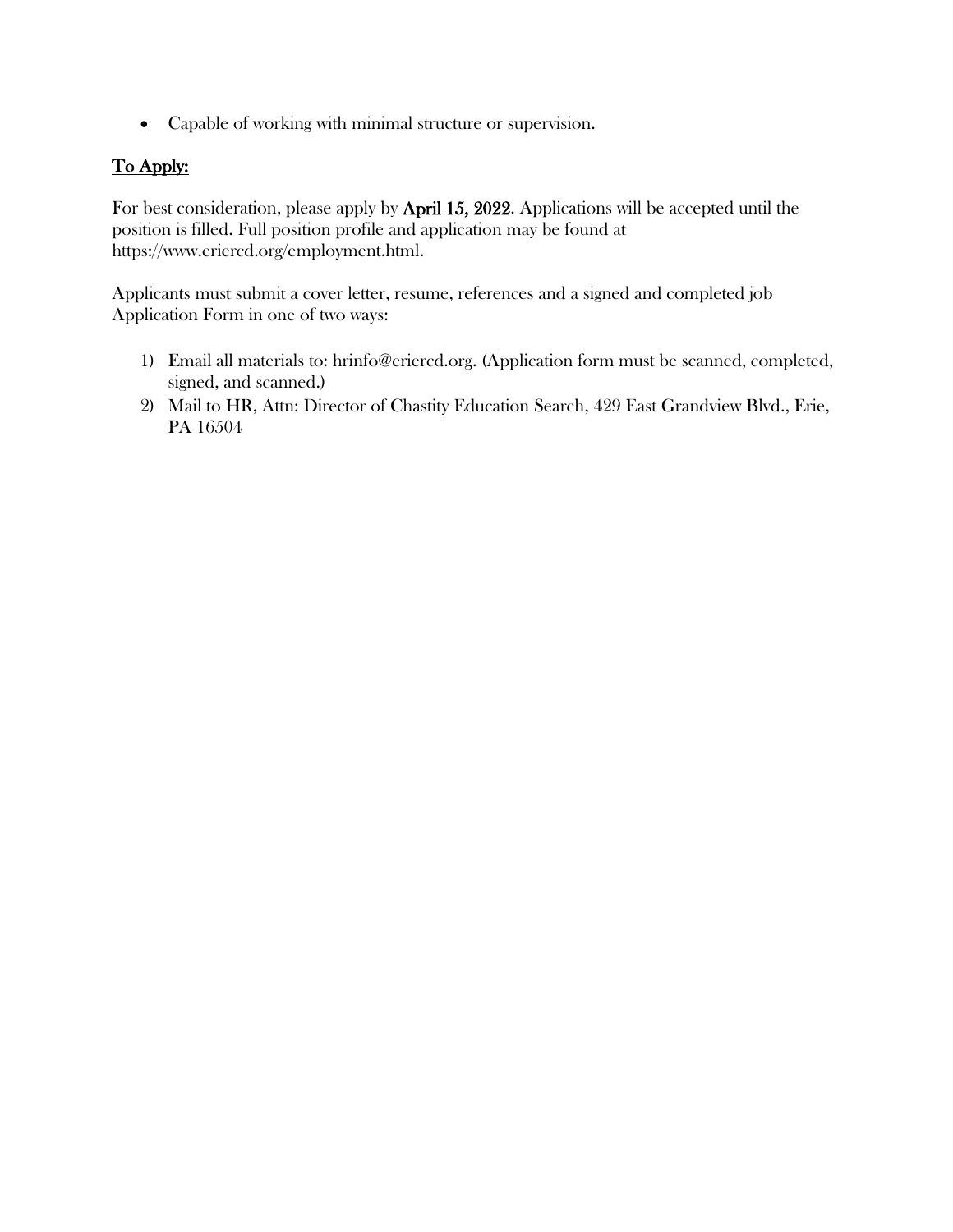- Capable of working with minimal structure or supervision.

## To Apply:

For best consideration, please apply by **April 15, 2022**. Applications will be accepted until the position is filled. Full position profile and application may be found at https://www.eriercd.org/employment.html.

Applicants must submit a cover letter, resume, references and a signed and completed job Application Form in one of two ways:

1) Email all materials to: hrinfo@eriercd.org. (Application form must be scanned, completed, signed, and scanned.)
2) Mail to HR, Attn: Director of Chastity Education Search, 429 East Grandview Blvd., Erie, PA 16504